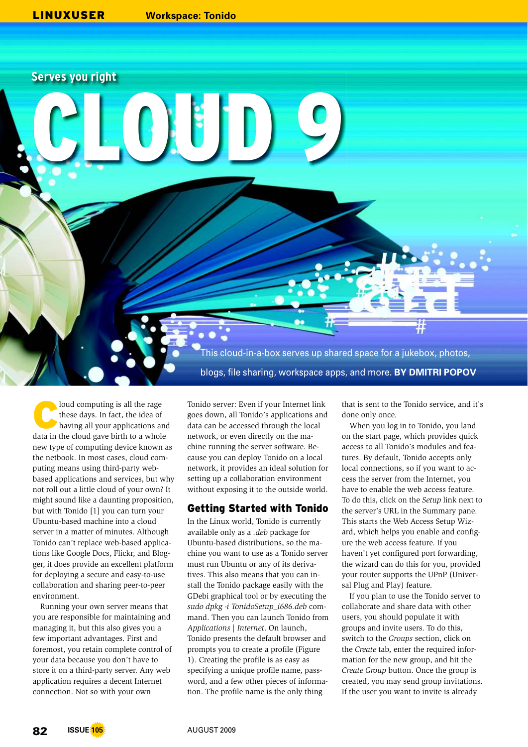Serves you right

# CLOUD 9

This cloud-in-a-box serves up shared space for a jukebox, photos, blogs, file sharing, workspace apps, and more. **BY DMITRI POPOV**

Cloud computing is all the rage these days. In fact, the idea of having all your applications and data in the cloud gave birth to a whole new type of computing device known as the netbook. In most cases, cloud computing means using third-party web-based applications and services, but why not roll out a little cloud of your own? It might sound like a daunting proposition, but with Tonido [1] you can turn your Ubuntu-based machine into a cloud server in a matter of minutes. Although Tonido can't replace web-based applications like Google Docs, Flickr, and Blogger, it does provide an excellent platform for deploying a secure and easy-to-use collaboration and sharing peer-to-peer environment.

Running your own server means that you are responsible for maintaining and managing it, but this also gives you a few important advantages. First and foremost, you retain complete control of your data because you don't have to store it on a third-party server. Any web application requires a decent Internet connection. Not so with your own Tonido server: Even if your Internet link goes down, all Tonido's applications and data can be accessed through the local network, or even directly on the machine running the server software. Because you can deploy Tonido on a local network, it provides an ideal solution for setting up a collaboration environment without exposing it to the outside world.

## Getting Started with Tonido

In the Linux world, Tonido is currently available only as a *.deb* package for Ubuntu-based distributions, so the machine you want to use as a Tonido server must run Ubuntu or any of its derivatives. This also means that you can install the Tonido package easily with the GDebi graphical tool or by executing the *sudo dpkg -i TonidoSetup_i686.deb* command. Then you can launch Tonido from *Applications | Internet*. On launch, Tonido presents the default browser and prompts you to create a profile (Figure 1). Creating the profile is as easy as specifying a unique profile name, password, and a few other pieces of information. The profile name is the only thing that is sent to the Tonido service, and it's done only once.

When you log in to Tonido, you land on the start page, which provides quick access to all Tonido's modules and features. By default, Tonido accepts only local connections, so if you want to access the server from the Internet, you have to enable the web access feature. To do this, click on the *Setup* link next to the server's URL in the Summary pane. This starts the Web Access Setup Wizard, which helps you enable and configure the web access feature. If you haven't yet configured port forwarding, the wizard can do this for you, provided your router supports the UPnP (Universal Plug and Play) feature.

If you plan to use the Tonido server to collaborate and share data with other users, you should populate it with groups and invite users. To do this, switch to the *Groups* section, click on the *Create* tab, enter the required information for the new group, and hit the *Create Group* button. Once the group is created, you may send group invitations. If the user you want to invite is already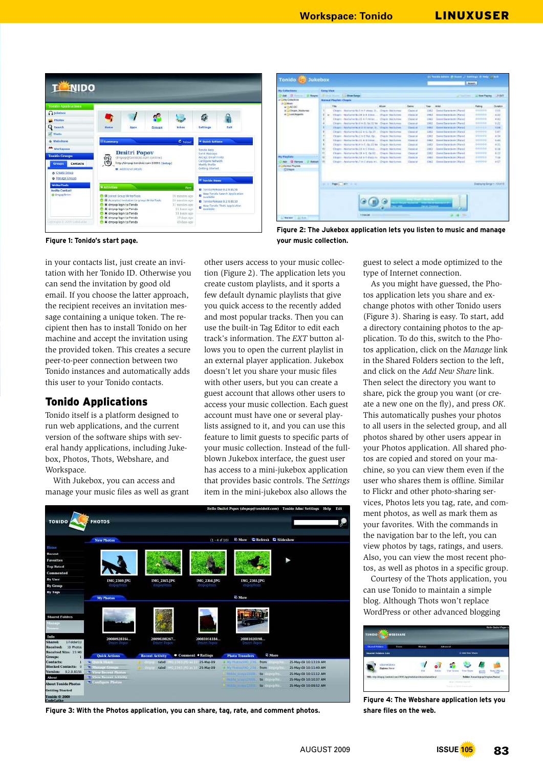Figure 1: Tonido's start page.

Figure 2: The Jukebox application lets you listen to music and manage your music collection.

in your contacts list, just create an invitation with her Tonido ID. Otherwise you can send the invitation by good old email. If you choose the latter approach, the recipient receives an invitation message containing a unique token. The recipient then has to install Tonido on her machine and accept the invitation using the provided token. This creates a secure peer-to-peer connection between two Tonido instances and automatically adds this user to your Tonido contacts.

## Tonido Applications

Tonido itself is a platform designed to run web applications, and the current version of the software ships with several handy applications, including Jukebox, Photos, Thots, Webshare, and Workspace.

With Jukebox, you can access and manage your music files as well as grant other users access to your music collection (Figure 2). The application lets you create custom playlists, and it sports a few default dynamic playlists that give you quick access to the recently added and most popular tracks. Then you can use the built-in Tag Editor to edit each track's information. The *EXT* button allows you to open the current playlist in an external player application. Jukebox doesn't let you share your music files with other users, but you can create a guest account that allows other users to access your music collection. Each guest account must have one or several playlists assigned to it, and you can use this feature to limit guests to specific parts of your music collection. Instead of the full-blown Jukebox interface, the guest user has access to a mini-jukebox application that provides basic controls. The *Settings* item in the mini-jukebox also allows the guest to select a mode optimized to the type of Internet connection.

As you might have guessed, the Photos application lets you share and exchange photos with other Tonido users (Figure 3). Sharing is easy. To start, add a directory containing photos to the application. To do this, switch to the Photos application, click on the *Manage* link in the Shared Folders section to the left, and click on the *Add New Share* link. Then select the directory you want to share, pick the group you want (or create a new one on the fly), and press *OK*. This automatically pushes your photos to all users in the selected group, and all photos shared by other users appear in your Photos application. All shared photos are copied and stored on your machine, so you can view them even if the user who shares them is offline. Similar to Flickr and other photo-sharing services, Photos lets you tag, rate, and comment photos, as well as mark them as your favorites. With the commands in the navigation bar to the left, you can view photos by tags, ratings, and users. Also, you can view the most recent photos, as well as photos in a specific group.

Courtesy of the Thots application, you can use Tonido to maintain a simple blog. Although Thots won't replace WordPress or other advanced blogging

Figure 3: With the Photos application, you can share, tag, rate, and comment photos.

Figure 4: The Webshare application lets you share files on the web.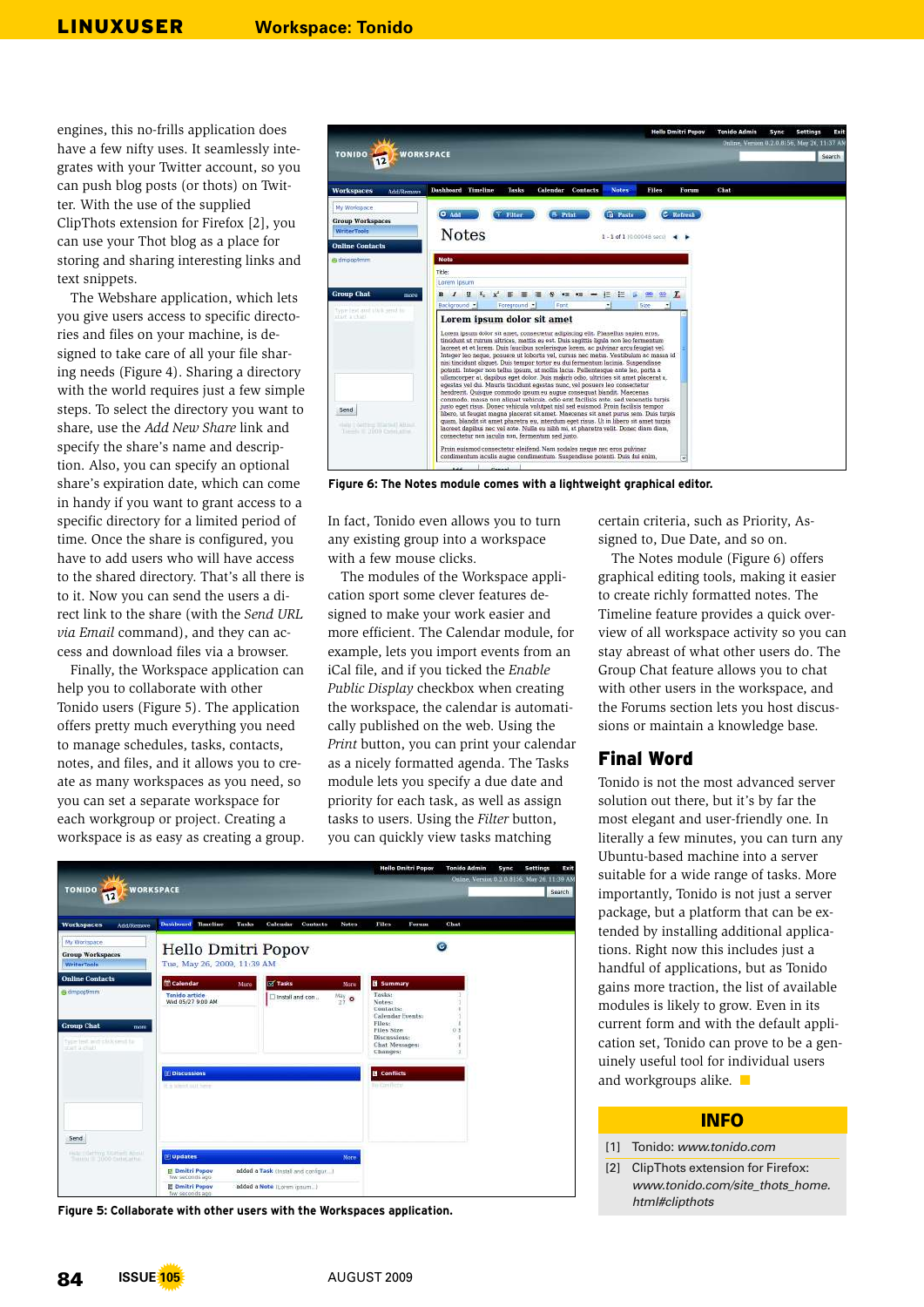engines, this no-frills application does have a few nifty uses. It seamlessly integrates with your Twitter account, so you can push blog posts (or thots) on Twitter. With the use of the supplied ClipThots extension for Firefox [2], you can use your Thot blog as a place for storing and sharing interesting links and text snippets.

The Webshare application, which lets you give users access to specific directories and files on your machine, is designed to take care of all your file sharing needs (Figure 4). Sharing a directory with the world requires just a few simple steps. To select the directory you want to share, use the *Add New Share* link and specify the share's name and description. Also, you can specify an optional share's expiration date, which can come in handy if you want to grant access to a specific directory for a limited period of time. Once the share is configured, you have to add users who will have access to the shared directory. That's all there is to it. Now you can send the users a direct link to the share (with the *Send URL via Email* command), and they can access and download files via a browser.

Finally, the Workspace application can help you to collaborate with other Tonido users (Figure 5). The application offers pretty much everything you need to manage schedules, tasks, contacts, notes, and files, and it allows you to create as many workspaces as you need, so you can set a separate workspace for each workgroup or project. Creating a workspace is as easy as creating a group.

Figure 6: The Notes module comes with a lightweight graphical editor.

In fact, Tonido even allows you to turn any existing group into a workspace with a few mouse clicks.

The modules of the Workspace application sport some clever features designed to make your work easier and more efficient. The Calendar module, for example, lets you import events from an iCal file, and if you ticked the *Enable Public Display* checkbox when creating the workspace, the calendar is automatically published on the web. Using the *Print* button, you can print your calendar as a nicely formatted agenda. The Tasks module lets you specify a due date and priority for each task, as well as assign tasks to users. Using the *Filter* button, you can quickly view tasks matching certain criteria, such as Priority, Assigned to, Due Date, and so on.

The Notes module (Figure 6) offers graphical editing tools, making it easier to create richly formatted notes. The Timeline feature provides a quick overview of all workspace activity so you can stay abreast of what other users do. The Group Chat feature allows you to chat with other users in the workspace, and the Forums section lets you host discussions or maintain a knowledge base.

## Final Word

Tonido is not the most advanced server solution out there, but it's by far the most elegant and user-friendly one. In literally a few minutes, you can turn any Ubuntu-based machine into a server suitable for a wide range of tasks. More importantly, Tonido is not just a server package, but a platform that can be extended by installing additional applications. Right now this includes just a handful of applications, but as Tonido gains more traction, the list of available modules is likely to grow. Even in its current form and with the default application set, Tonido can prove to be a genuinely useful tool for individual users and workgroups alike. ■

Figure 5: Collaborate with other users with the Workspaces application.

## INFO

[1] Tonido: *www.tonido.com*

[2] ClipThots extension for Firefox: *www.tonido.com/site_thots_home.html#clipthots*